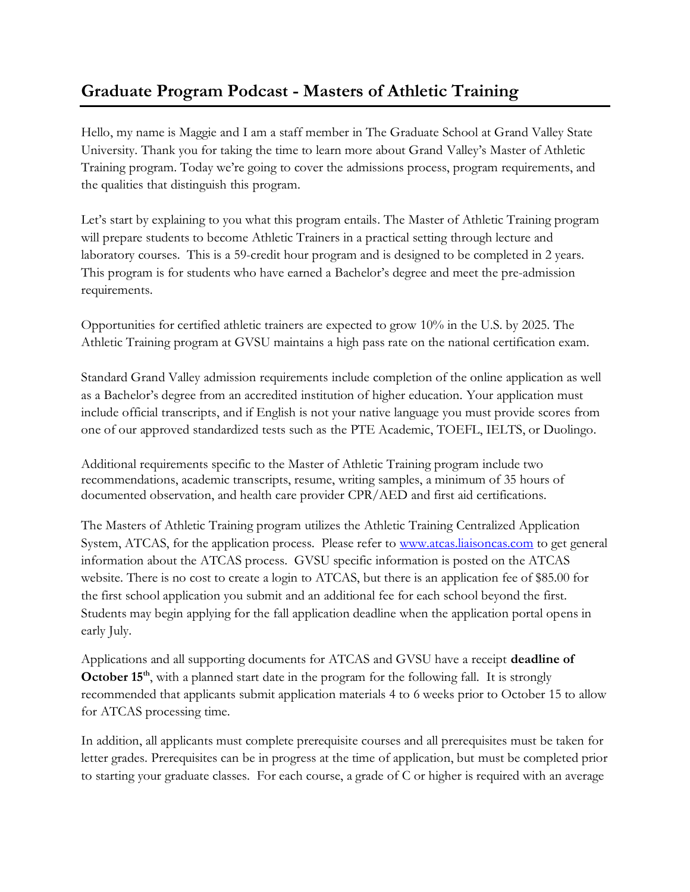# Graduate Program Podcast - Masters of Athletic Training

Hello, my name is Maggie and I am a staff member in The Graduate School at Grand Valley State University. Thank you for taking the time to learn more about Grand Valley's Master of Athletic Training program. Today we're going to cover the admissions process, program requirements, and the qualities that distinguish this program.

Let's start by explaining to you what this program entails. The Master of Athletic Training program will prepare students to become Athletic Trainers in a practical setting through lecture and laboratory courses. This is a 59-credit hour program and is designed to be completed in 2 years. This program is for students who have earned a Bachelor's degree and meet the pre-admission requirements.

Opportunities for certified athletic trainers are expected to grow 10% in the U.S. by 2025. The Athletic Training program at GVSU maintains a high pass rate on the national certification exam.

Standard Grand Valley admission requirements include completion of the online application as well as a Bachelor's degree from an accredited institution of higher education. Your application must include official transcripts, and if English is not your native language you must provide scores from one of our approved standardized tests such as the PTE Academic, TOEFL, IELTS, or Duolingo.

Additional requirements specific to the Master of Athletic Training program include two recommendations, academic transcripts, resume, writing samples, a minimum of 35 hours of documented observation, and health care provider CPR/AED and first aid certifications.

The Masters of Athletic Training program utilizes the Athletic Training Centralized Application System, ATCAS, for the application process. Please refer to [www.atcas.liaisoncas.com](http://www.atcas.liaisoncas.com) to get general information about the ATCAS process. GVSU specific information is posted on the ATCAS website. There is no cost to create a login to ATCAS, but there is an application fee of $85.00 for the first school application you submit and an additional fee for each school beyond the first. Students may begin applying for the fall application deadline when the application portal opens in early July.

Applications and all supporting documents for ATCAS and GVSU have a receipt **deadline of October 15th**, with a planned start date in the program for the following fall. It is strongly recommended that applicants submit application materials 4 to 6 weeks prior to October 15 to allow for ATCAS processing time.

In addition, all applicants must complete prerequisite courses and all prerequisites must be taken for letter grades. Prerequisites can be in progress at the time of application, but must be completed prior to starting your graduate classes. For each course, a grade of C or higher is required with an average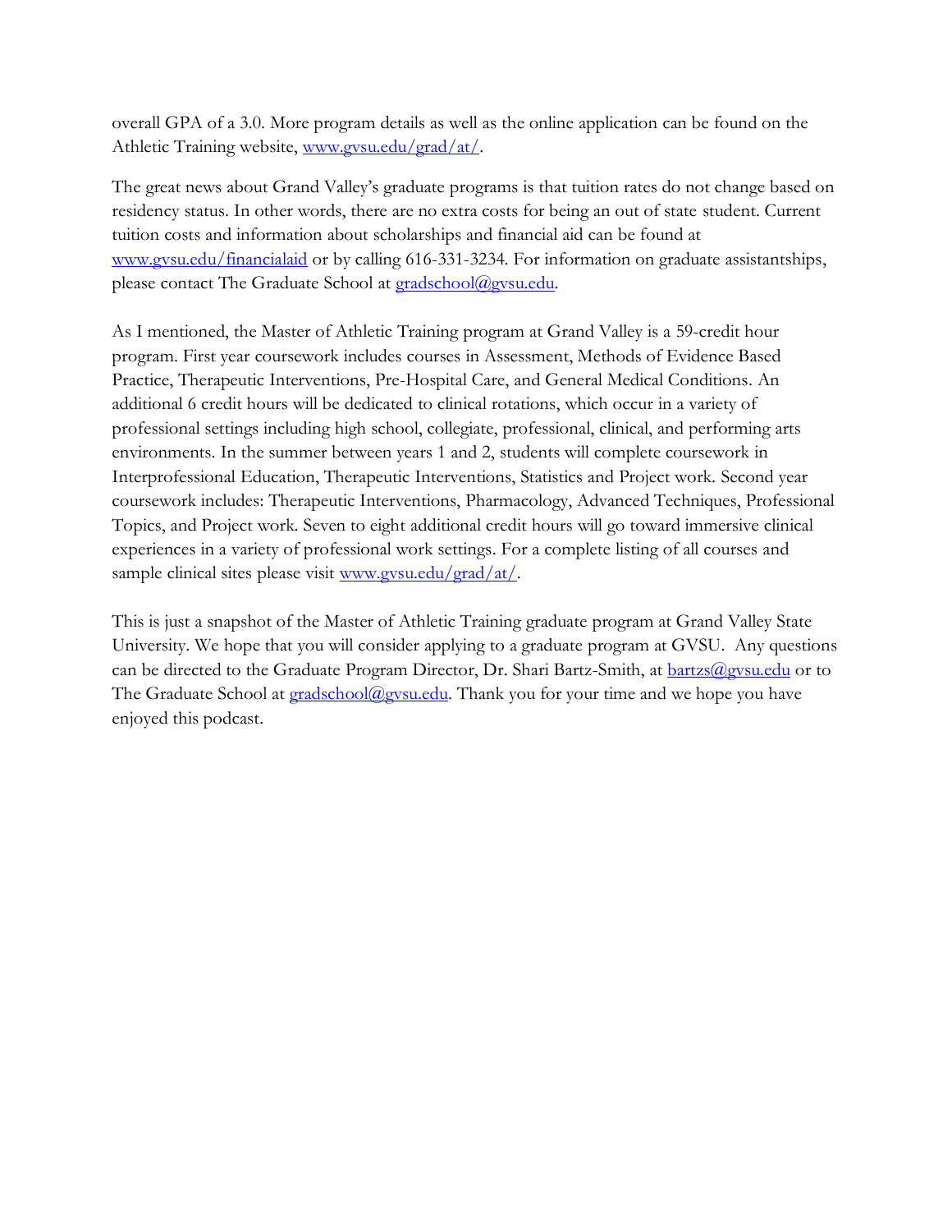overall GPA of a 3.0. More program details as well as the online application can be found on the Athletic Training website, www.gvsu.edu/grad/at/.

The great news about Grand Valley's graduate programs is that tuition rates do not change based on residency status. In other words, there are no extra costs for being an out of state student. Current tuition costs and information about scholarships and financial aid can be found at www.gvsu.edu/financialaid or by calling 616-331-3234. For information on graduate assistantships, please contact The Graduate School at gradschool@gvsu.edu.

As I mentioned, the Master of Athletic Training program at Grand Valley is a 59-credit hour program. First year coursework includes courses in Assessment, Methods of Evidence Based Practice, Therapeutic Interventions, Pre-Hospital Care, and General Medical Conditions. An additional 6 credit hours will be dedicated to clinical rotations, which occur in a variety of professional settings including high school, collegiate, professional, clinical, and performing arts environments. In the summer between years 1 and 2, students will complete coursework in Interprofessional Education, Therapeutic Interventions, Statistics and Project work. Second year coursework includes: Therapeutic Interventions, Pharmacology, Advanced Techniques, Professional Topics, and Project work. Seven to eight additional credit hours will go toward immersive clinical experiences in a variety of professional work settings. For a complete listing of all courses and sample clinical sites please visit www.gvsu.edu/grad/at/.

This is just a snapshot of the Master of Athletic Training graduate program at Grand Valley State University. We hope that you will consider applying to a graduate program at GVSU. Any questions can be directed to the Graduate Program Director, Dr. Shari Bartz-Smith, at bartzs@gvsu.edu or to The Graduate School at gradschool@gvsu.edu. Thank you for your time and we hope you have enjoyed this podcast.